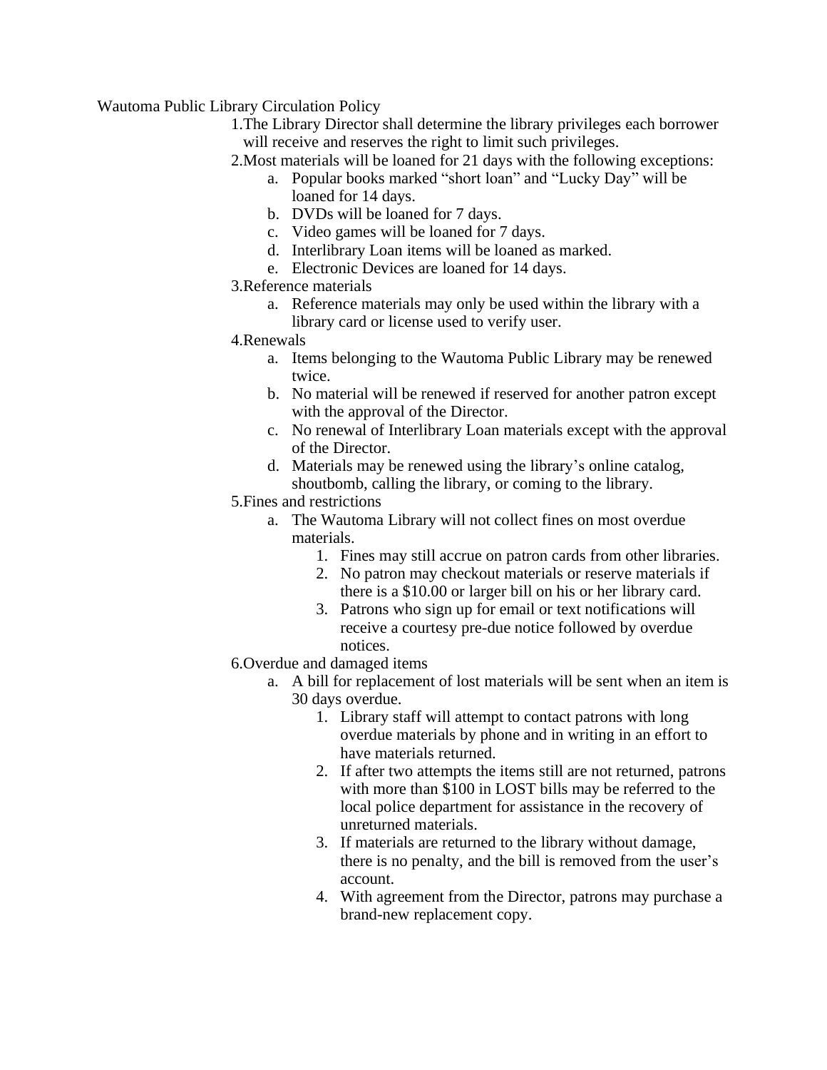# Wautoma Public Library Circulation Policy

1. The Library Director shall determine the library privileges each borrower will receive and reserves the right to limit such privileges.
2. Most materials will be loaned for 21 days with the following exceptions:
    a. Popular books marked "short loan" and "Lucky Day" will be loaned for 14 days.
    b. DVDs will be loaned for 7 days.
    c. Video games will be loaned for 7 days.
    d. Interlibrary Loan items will be loaned as marked.
    e. Electronic Devices are loaned for 14 days.
3. Reference materials
    a. Reference materials may only be used within the library with a library card or license used to verify user.
4. Renewals
    a. Items belonging to the Wautoma Public Library may be renewed twice.
    b. No material will be renewed if reserved for another patron except with the approval of the Director.
    c. No renewal of Interlibrary Loan materials except with the approval of the Director.
    d. Materials may be renewed using the library's online catalog, shoutbomb, calling the library, or coming to the library.
5. Fines and restrictions
    a. The Wautoma Library will not collect fines on most overdue materials.
        1. Fines may still accrue on patron cards from other libraries.
        2. No patron may checkout materials or reserve materials if there is a $10.00 or larger bill on his or her library card.
        3. Patrons who sign up for email or text notifications will receive a courtesy pre-due notice followed by overdue notices.
6. Overdue and damaged items
    a. A bill for replacement of lost materials will be sent when an item is 30 days overdue.
        1. Library staff will attempt to contact patrons with long overdue materials by phone and in writing in an effort to have materials returned.
        2. If after two attempts the items still are not returned, patrons with more than $100 in LOST bills may be referred to the local police department for assistance in the recovery of unreturned materials.
        3. If materials are returned to the library without damage, there is no penalty, and the bill is removed from the user's account.
        4. With agreement from the Director, patrons may purchase a brand-new replacement copy.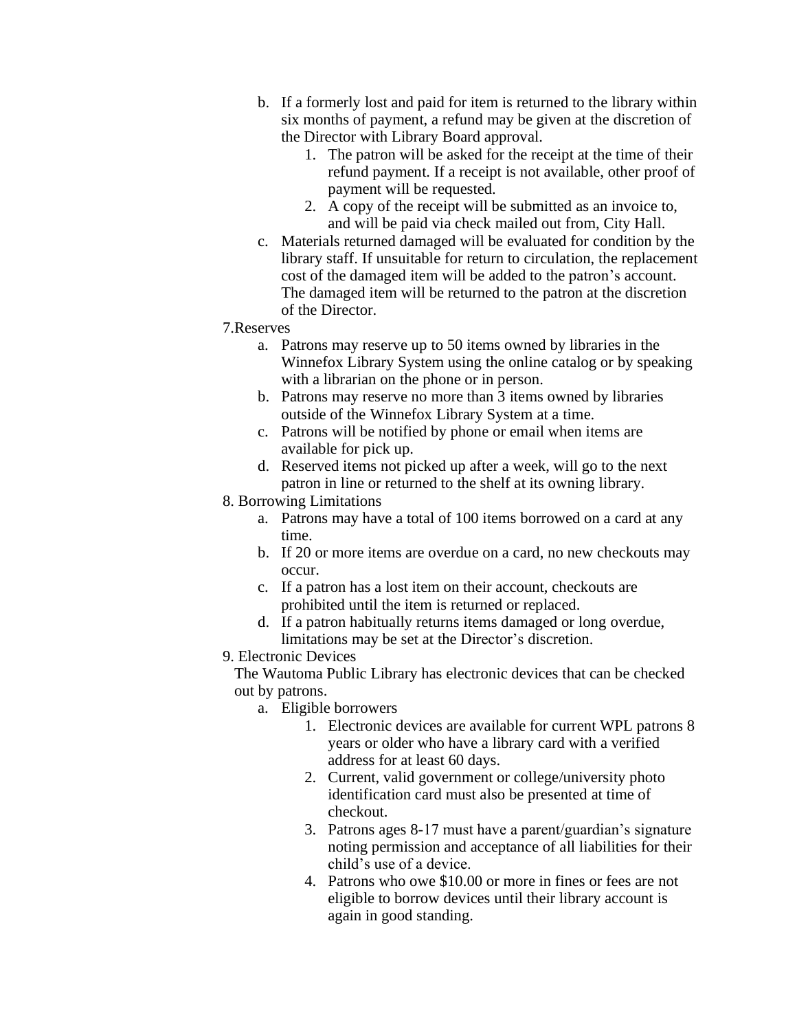b. If a formerly lost and paid for item is returned to the library within six months of payment, a refund may be given at the discretion of the Director with Library Board approval.
      1. The patron will be asked for the receipt at the time of their refund payment. If a receipt is not available, other proof of payment will be requested.
      2. A copy of the receipt will be submitted as an invoice to, and will be paid via check mailed out from, City Hall.
   c. Materials returned damaged will be evaluated for condition by the library staff. If unsuitable for return to circulation, the replacement cost of the damaged item will be added to the patron's account. The damaged item will be returned to the patron at the discretion of the Director.

7. Reserves
   a. Patrons may reserve up to 50 items owned by libraries in the Winnefox Library System using the online catalog or by speaking with a librarian on the phone or in person.
   b. Patrons may reserve no more than 3 items owned by libraries outside of the Winnefox Library System at a time.
   c. Patrons will be notified by phone or email when items are available for pick up.
   d. Reserved items not picked up after a week, will go to the next patron in line or returned to the shelf at its owning library.

8. Borrowing Limitations
   a. Patrons may have a total of 100 items borrowed on a card at any time.
   b. If 20 or more items are overdue on a card, no new checkouts may occur.
   c. If a patron has a lost item on their account, checkouts are prohibited until the item is returned or replaced.
   d. If a patron habitually returns items damaged or long overdue, limitations may be set at the Director's discretion.

9. Electronic Devices

   The Wautoma Public Library has electronic devices that can be checked out by patrons.

   a. Eligible borrowers
      1. Electronic devices are available for current WPL patrons 8 years or older who have a library card with a verified address for at least 60 days.
      2. Current, valid government or college/university photo identification card must also be presented at time of checkout.
      3. Patrons ages 8-17 must have a parent/guardian's signature noting permission and acceptance of all liabilities for their child's use of a device.
      4. Patrons who owe $10.00 or more in fines or fees are not eligible to borrow devices until their library account is again in good standing.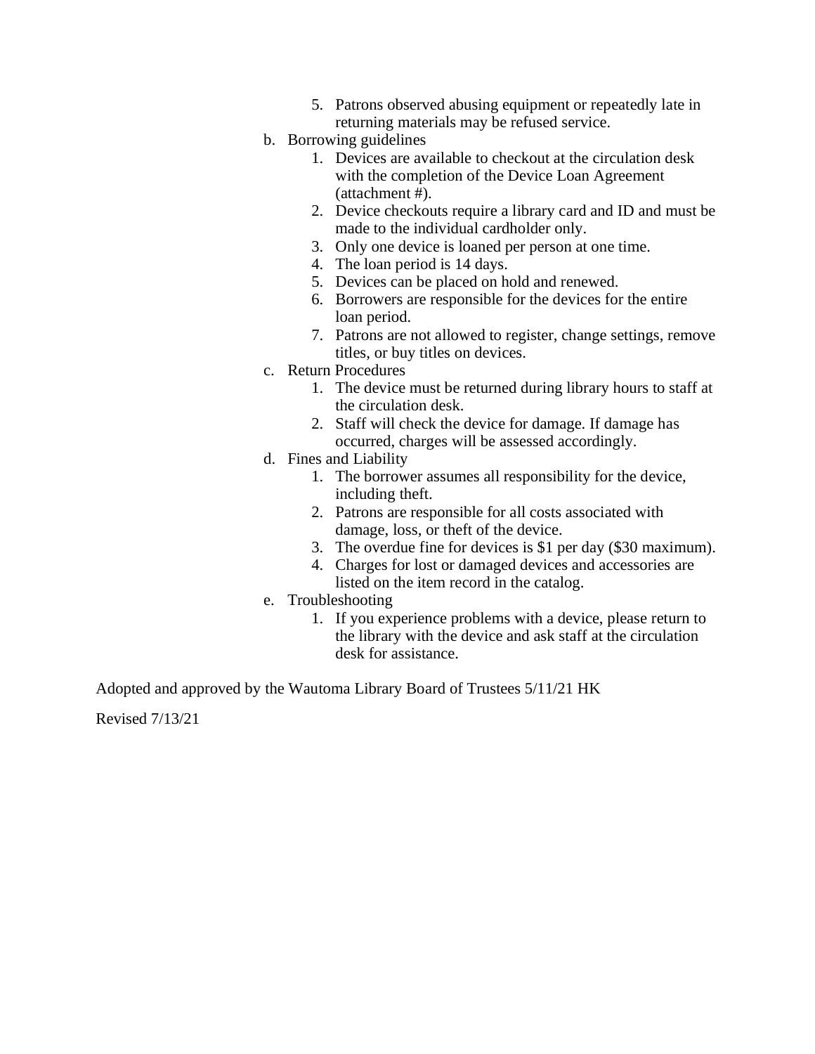5. Patrons observed abusing equipment or repeatedly late in returning materials may be refused service.

b. Borrowing guidelines
   1. Devices are available to checkout at the circulation desk with the completion of the Device Loan Agreement (attachment #).
   2. Device checkouts require a library card and ID and must be made to the individual cardholder only.
   3. Only one device is loaned per person at one time.
   4. The loan period is 14 days.
   5. Devices can be placed on hold and renewed.
   6. Borrowers are responsible for the devices for the entire loan period.
   7. Patrons are not allowed to register, change settings, remove titles, or buy titles on devices.

c. Return Procedures
   1. The device must be returned during library hours to staff at the circulation desk.
   2. Staff will check the device for damage. If damage has occurred, charges will be assessed accordingly.

d. Fines and Liability
   1. The borrower assumes all responsibility for the device, including theft.
   2. Patrons are responsible for all costs associated with damage, loss, or theft of the device.
   3. The overdue fine for devices is $1 per day ($30 maximum).
   4. Charges for lost or damaged devices and accessories are listed on the item record in the catalog.

e. Troubleshooting
   1. If you experience problems with a device, please return to the library with the device and ask staff at the circulation desk for assistance.

Adopted and approved by the Wautoma Library Board of Trustees 5/11/21 HK

Revised 7/13/21